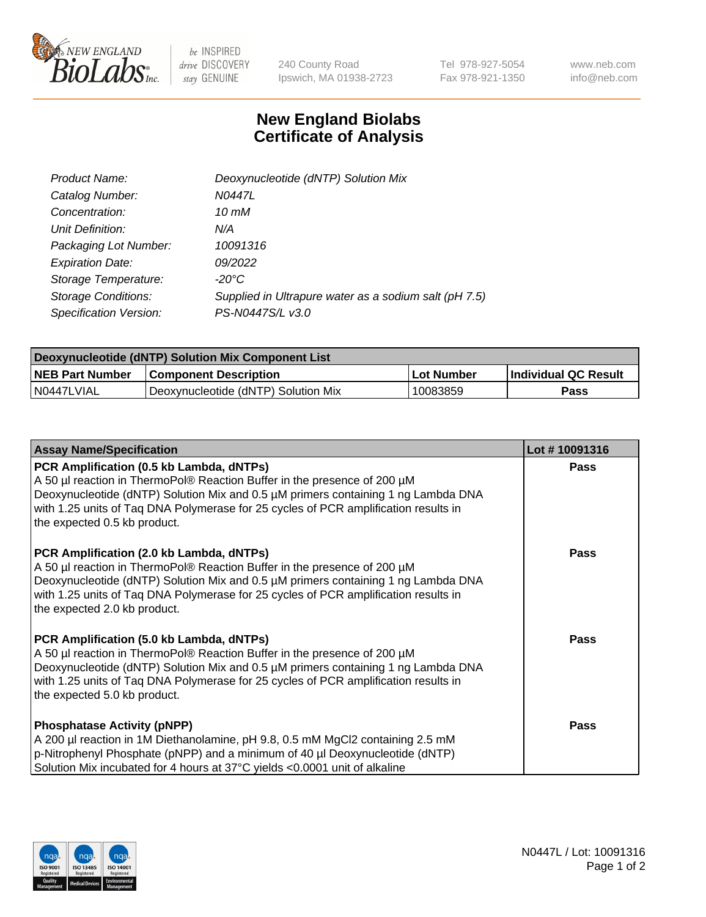240 County Road
Ipswich, MA 01938-2723

Tel 978-927-5054
Fax 978-921-1350

www.neb.com
info@neb.com

# New England Biolabs
# Certificate of Analysis

| | |
|---|---|
| *Product Name:* | *Deoxynucleotide (dNTP) Solution Mix* |
| *Catalog Number:* | *N0447L* |
| *Concentration:* | *10 mM* |
| *Unit Definition:* | *N/A* |
| *Packaging Lot Number:* | *10091316* |
| *Expiration Date:* | *09/2022* |
| *Storage Temperature:* | *-20°C* |
| *Storage Conditions:* | *Supplied in Ultrapure water as a sodium salt (pH 7.5)* |
| *Specification Version:* | *PS-N0447S/L v3.0* |

| Deoxynucleotide (dNTP) Solution Mix Component List | | | |
|---|---|---|---|
| **NEB Part Number** | **Component Description** | **Lot Number** | **Individual QC Result** |
| N0447LVIAL | Deoxynucleotide (dNTP) Solution Mix | 10083859 | **Pass** |

| Assay Name/Specification | Lot # 10091316 |
|---|---|
| **PCR Amplification (0.5 kb Lambda, dNTPs)** A 50 µl reaction in ThermoPol® Reaction Buffer in the presence of 200 µM Deoxynucleotide (dNTP) Solution Mix and 0.5 µM primers containing 1 ng Lambda DNA with 1.25 units of Taq DNA Polymerase for 25 cycles of PCR amplification results in the expected 0.5 kb product. | **Pass** |
| **PCR Amplification (2.0 kb Lambda, dNTPs)** A 50 µl reaction in ThermoPol® Reaction Buffer in the presence of 200 µM Deoxynucleotide (dNTP) Solution Mix and 0.5 µM primers containing 1 ng Lambda DNA with 1.25 units of Taq DNA Polymerase for 25 cycles of PCR amplification results in the expected 2.0 kb product. | **Pass** |
| **PCR Amplification (5.0 kb Lambda, dNTPs)** A 50 µl reaction in ThermoPol® Reaction Buffer in the presence of 200 µM Deoxynucleotide (dNTP) Solution Mix and 0.5 µM primers containing 1 ng Lambda DNA with 1.25 units of Taq DNA Polymerase for 25 cycles of PCR amplification results in the expected 5.0 kb product. | **Pass** |
| **Phosphatase Activity (pNPP)** A 200 µl reaction in 1M Diethanolamine, pH 9.8, 0.5 mM $MgCl_2$ containing 2.5 mM p-Nitrophenyl Phosphate (pNPP) and a minimum of 40 µl Deoxynucleotide (dNTP) Solution Mix incubated for 4 hours at 37°C yields <0.0001 unit of alkaline | **Pass** |

N0447L / Lot: 10091316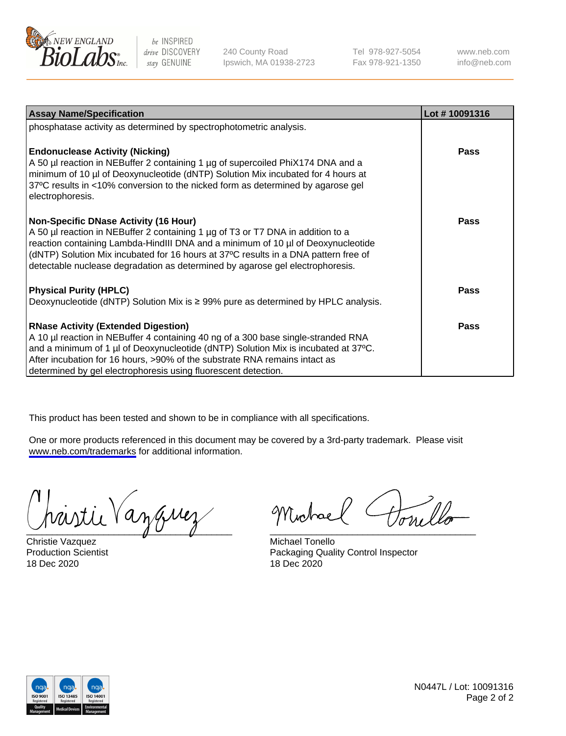| Assay Name/Specification | Lot # 10091316 |
| --- | --- |
| phosphatase activity as determined by spectrophotometric analysis. | |
| **Endonuclease Activity (Nicking)**<br>A 50 µl reaction in NEBuffer 2 containing 1 µg of supercoiled PhiX174 DNA and a minimum of 10 µl of Deoxynucleotide (dNTP) Solution Mix incubated for 4 hours at 37ºC results in <10% conversion to the nicked form as determined by agarose gel electrophoresis. | **Pass** |
| **Non-Specific DNase Activity (16 Hour)**<br>A 50 µl reaction in NEBuffer 2 containing 1 µg of T3 or T7 DNA in addition to a reaction containing Lambda-HindIII DNA and a minimum of 10 µl of Deoxynucleotide (dNTP) Solution Mix incubated for 16 hours at 37ºC results in a DNA pattern free of detectable nuclease degradation as determined by agarose gel electrophoresis. | **Pass** |
| **Physical Purity (HPLC)**<br>Deoxynucleotide (dNTP) Solution Mix is ≥ 99% pure as determined by HPLC analysis. | **Pass** |
| **RNase Activity (Extended Digestion)**<br>A 10 µl reaction in NEBuffer 4 containing 40 ng of a 300 base single-stranded RNA and a minimum of 1 µl of Deoxynucleotide (dNTP) Solution Mix is incubated at 37ºC. After incubation for 16 hours, >90% of the substrate RNA remains intact as determined by gel electrophoresis using fluorescent detection. | **Pass** |

This product has been tested and shown to be in compliance with all specifications.

One or more products referenced in this document may be covered by a 3rd-party trademark. Please visit www.neb.com/trademarks for additional information.

Christie Vazquez
Production Scientist
18 Dec 2020

Michael Tonello
Packaging Quality Control Inspector
18 Dec 2020

N0447L / Lot: 10091316